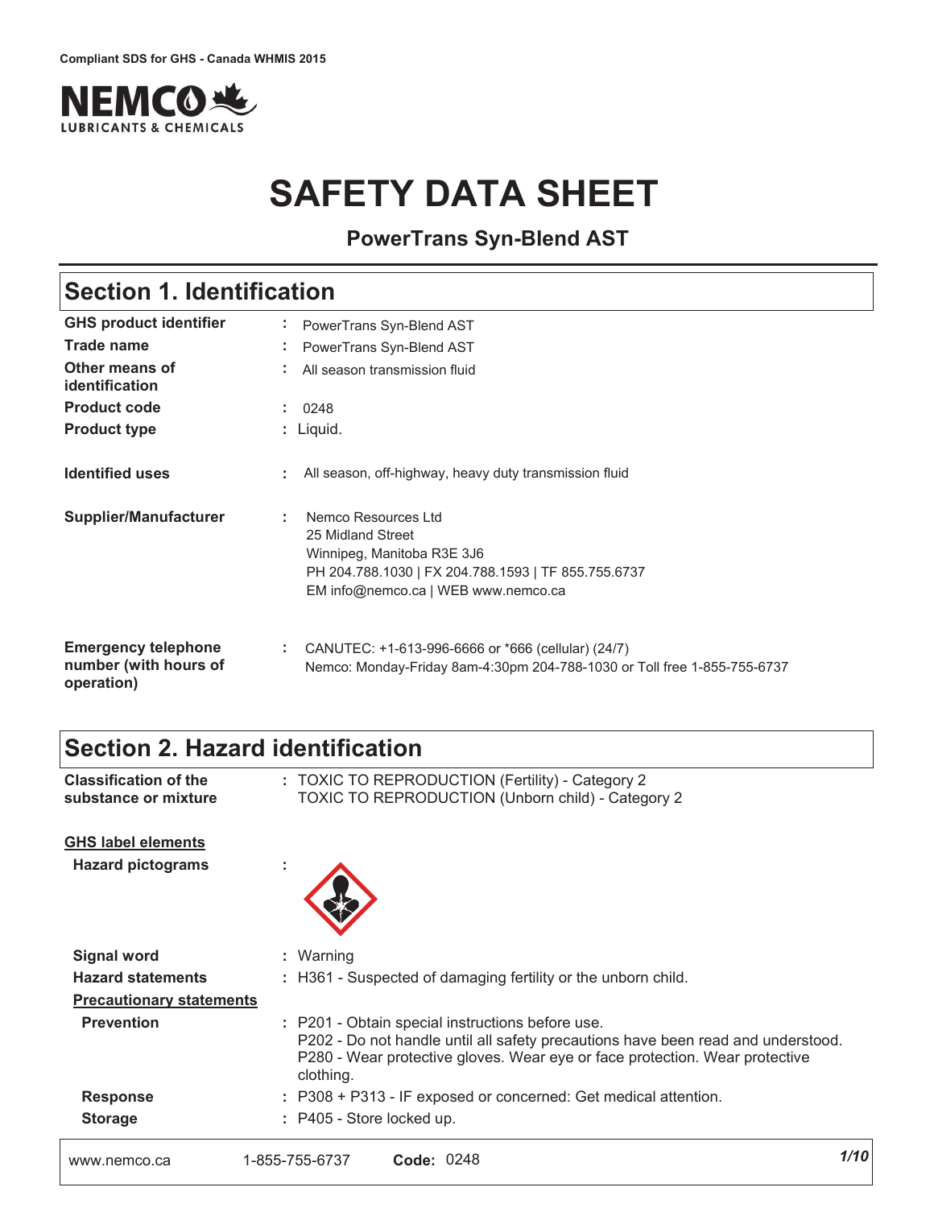Compliant SDS for GHS - Canada WHMIS 2015

NEMCO LUBRICANTS & CHEMICALS

# SAFETY DATA SHEET

**PowerTrans Syn-Blend AST**

## Section 1. Identification

| | |
|---|---|
| **GHS product identifier** | : PowerTrans Syn-Blend AST |
| **Trade name** | : PowerTrans Syn-Blend AST |
| **Other means of identification** | : All season transmission fluid |
| **Product code** | : 0248 |
| **Product type** | : Liquid. |
| **Identified uses** | : All season, off-highway, heavy duty transmission fluid |
| **Supplier/Manufacturer** | : Nemco Resources Ltd<br>25 Midland Street<br>Winnipeg, Manitoba R3E 3J6<br>PH 204.788.1030 \| FX 204.788.1593 \| TF 855.755.6737<br>EM info@nemco.ca \| WEB www.nemco.ca |
| **Emergency telephone number (with hours of operation)** | : CANUTEC: +1-613-996-6666 or *666 (cellular) (24/7)<br>Nemco: Monday-Friday 8am-4:30pm 204-788-1030 or Toll free 1-855-755-6737 |

## Section 2. Hazard identification

**Classification of the substance or mixture** : TOXIC TO REPRODUCTION (Fertility) - Category 2
TOXIC TO REPRODUCTION (Unborn child) - Category 2

**GHS label elements**

**Hazard pictograms** :

**Signal word** : Warning

**Hazard statements** : H361 - Suspected of damaging fertility or the unborn child.

**Precautionary statements**

**Prevention** : P201 - Obtain special instructions before use.
P202 - Do not handle until all safety precautions have been read and understood.
P280 - Wear protective gloves. Wear eye or face protection. Wear protective clothing.

**Response** : P308 + P313 - IF exposed or concerned: Get medical attention.

**Storage** : P405 - Store locked up.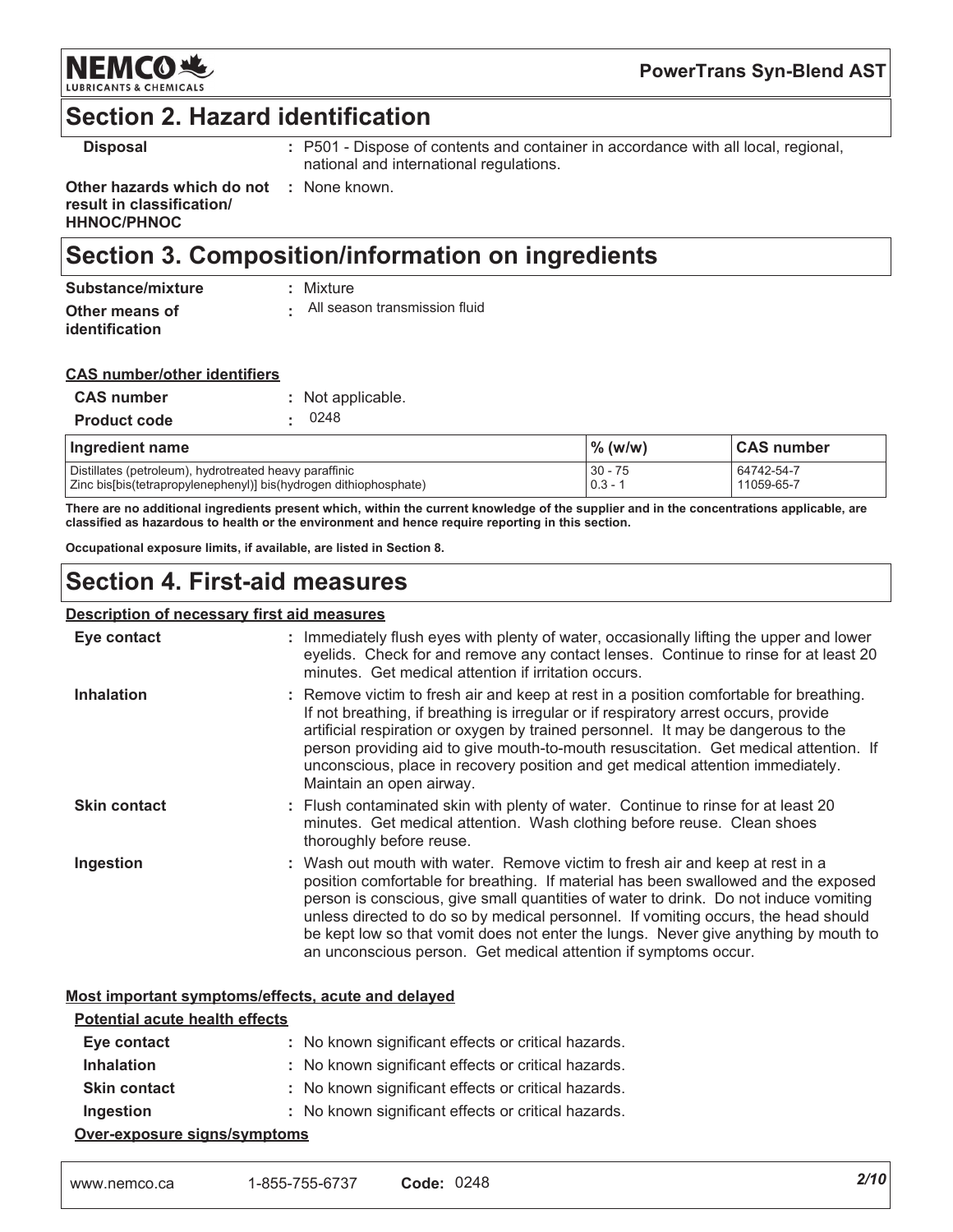## Section 2. Hazard identification

| | |
|---|---|
| **Disposal** | : P501 - Dispose of contents and container in accordance with all local, regional, national and international regulations. |
| **Other hazards which do not result in classification/ HHNOC/PHNOC** | : None known. |

## Section 3. Composition/information on ingredients

| | |
|---|---|
| **Substance/mixture** | : Mixture |
| **Other means of identification** | : All season transmission fluid |

**CAS number/other identifiers**

| | |
|---|---|
| **CAS number** | : Not applicable. |
| **Product code** | : 0248 |

| Ingredient name | % (w/w) | CAS number |
|---|---|---|
| Distillates (petroleum), hydrotreated heavy paraffinic | 30 - 75 | 64742-54-7 |
| Zinc bis[bis(tetrapropylenephenyl)] bis(hydrogen dithiophosphate) | 0.3 - 1 | 11059-65-7 |

**There are no additional ingredients present which, within the current knowledge of the supplier and in the concentrations applicable, are classified as hazardous to health or the environment and hence require reporting in this section.**

**Occupational exposure limits, if available, are listed in Section 8.**

## Section 4. First-aid measures

**Description of necessary first aid measures**

| | |
|---|---|
| **Eye contact** | : Immediately flush eyes with plenty of water, occasionally lifting the upper and lower eyelids. Check for and remove any contact lenses. Continue to rinse for at least 20 minutes. Get medical attention if irritation occurs. |
| **Inhalation** | : Remove victim to fresh air and keep at rest in a position comfortable for breathing. If not breathing, if breathing is irregular or if respiratory arrest occurs, provide artificial respiration or oxygen by trained personnel. It may be dangerous to the person providing aid to give mouth-to-mouth resuscitation. Get medical attention. If unconscious, place in recovery position and get medical attention immediately. Maintain an open airway. |
| **Skin contact** | : Flush contaminated skin with plenty of water. Continue to rinse for at least 20 minutes. Get medical attention. Wash clothing before reuse. Clean shoes thoroughly before reuse. |
| **Ingestion** | : Wash out mouth with water. Remove victim to fresh air and keep at rest in a position comfortable for breathing. If material has been swallowed and the exposed person is conscious, give small quantities of water to drink. Do not induce vomiting unless directed to do so by medical personnel. If vomiting occurs, the head should be kept low so that vomit does not enter the lungs. Never give anything by mouth to an unconscious person. Get medical attention if symptoms occur. |

**Most important symptoms/effects, acute and delayed**

**Potential acute health effects**

| | |
|---|---|
| **Eye contact** | : No known significant effects or critical hazards. |
| **Inhalation** | : No known significant effects or critical hazards. |
| **Skin contact** | : No known significant effects or critical hazards. |
| **Ingestion** | : No known significant effects or critical hazards. |

**Over-exposure signs/symptoms**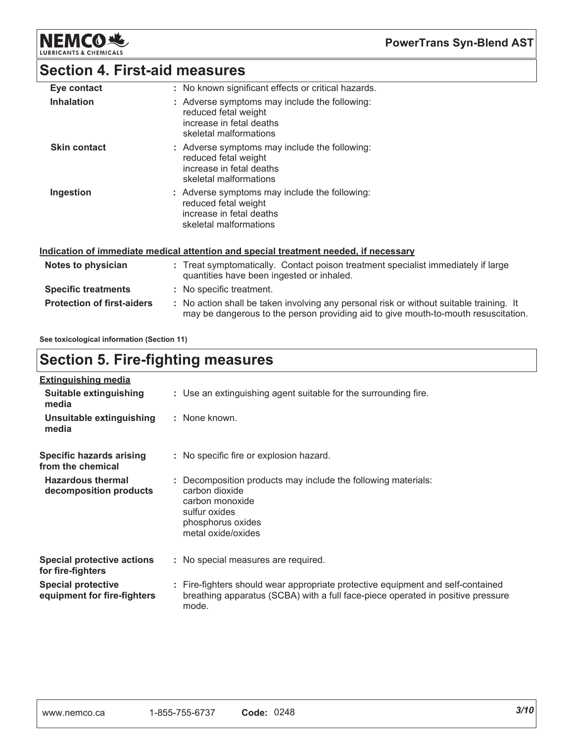## Section 4. First-aid measures

| | |
|---|---|
| **Eye contact** | : No known significant effects or critical hazards. |
| **Inhalation** | : Adverse symptoms may include the following:<br>reduced fetal weight<br>increase in fetal deaths<br>skeletal malformations |
| **Skin contact** | : Adverse symptoms may include the following:<br>reduced fetal weight<br>increase in fetal deaths<br>skeletal malformations |
| **Ingestion** | : Adverse symptoms may include the following:<br>reduced fetal weight<br>increase in fetal deaths<br>skeletal malformations |

**Indication of immediate medical attention and special treatment needed, if necessary**

| | |
|---|---|
| **Notes to physician** | : Treat symptomatically. Contact poison treatment specialist immediately if large quantities have been ingested or inhaled. |
| **Specific treatments** | : No specific treatment. |
| **Protection of first-aiders** | : No action shall be taken involving any personal risk or without suitable training. It may be dangerous to the person providing aid to give mouth-to-mouth resuscitation. |

**See toxicological information (Section 11)**

## Section 5. Fire-fighting measures

**Extinguishing media**

| | |
|---|---|
| **Suitable extinguishing media** | : Use an extinguishing agent suitable for the surrounding fire. |
| **Unsuitable extinguishing media** | : None known. |
| **Specific hazards arising from the chemical** | : No specific fire or explosion hazard. |
| **Hazardous thermal decomposition products** | : Decomposition products may include the following materials:<br>carbon dioxide<br>carbon monoxide<br>sulfur oxides<br>phosphorus oxides<br>metal oxide/oxides |
| **Special protective actions for fire-fighters** | : No special measures are required. |
| **Special protective equipment for fire-fighters** | : Fire-fighters should wear appropriate protective equipment and self-contained breathing apparatus (SCBA) with a full face-piece operated in positive pressure mode. |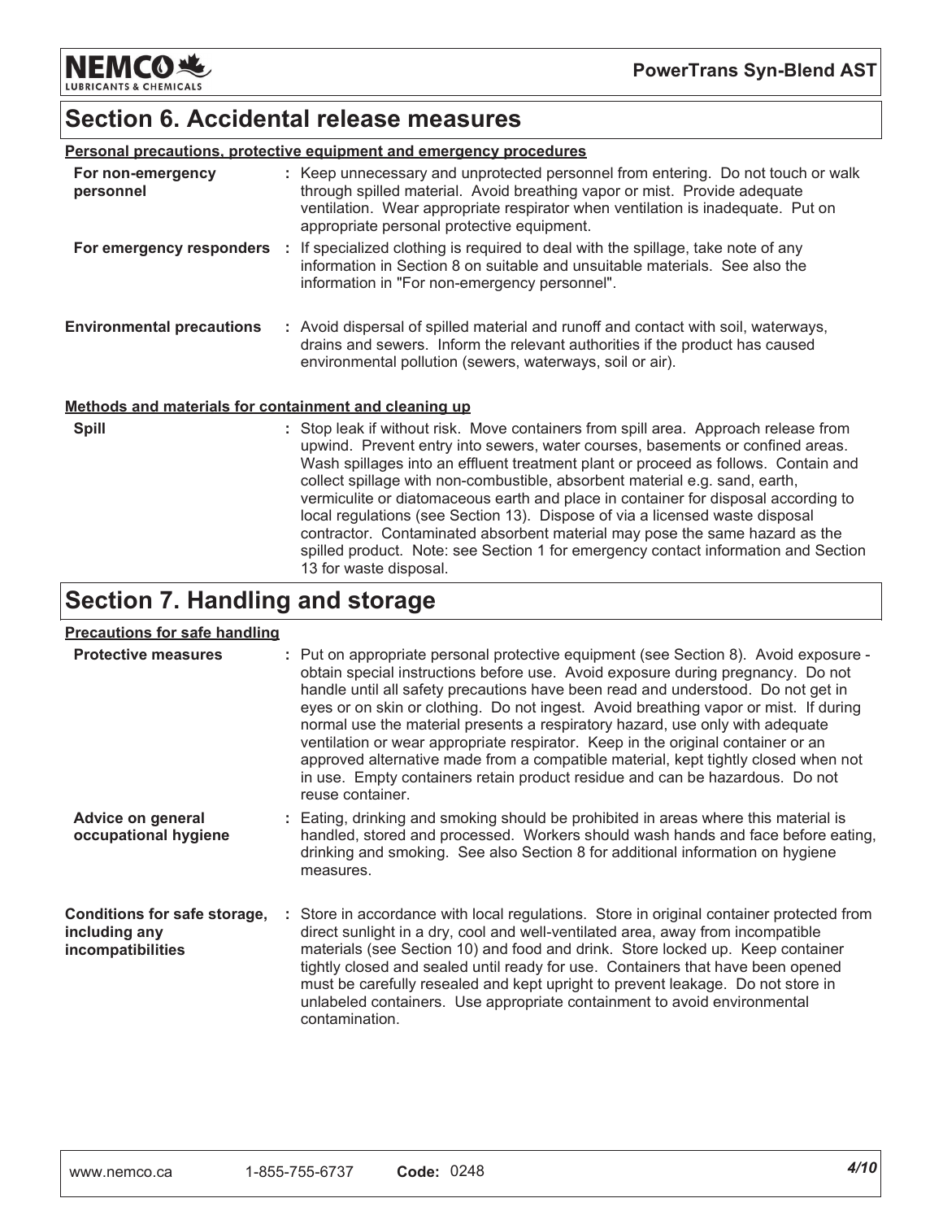## Section 6. Accidental release measures

**Personal precautions, protective equipment and emergency procedures**

| | |
|---|---|
| **For non-emergency personnel** | : Keep unnecessary and unprotected personnel from entering. Do not touch or walk through spilled material. Avoid breathing vapor or mist. Provide adequate ventilation. Wear appropriate respirator when ventilation is inadequate. Put on appropriate personal protective equipment. |
| **For emergency responders** | : If specialized clothing is required to deal with the spillage, take note of any information in Section 8 on suitable and unsuitable materials. See also the information in "For non-emergency personnel". |
| **Environmental precautions** | : Avoid dispersal of spilled material and runoff and contact with soil, waterways, drains and sewers. Inform the relevant authorities if the product has caused environmental pollution (sewers, waterways, soil or air). |

**Methods and materials for containment and cleaning up**

| | |
|---|---|
| **Spill** | : Stop leak if without risk. Move containers from spill area. Approach release from upwind. Prevent entry into sewers, water courses, basements or confined areas. Wash spillages into an effluent treatment plant or proceed as follows. Contain and collect spillage with non-combustible, absorbent material e.g. sand, earth, vermiculite or diatomaceous earth and place in container for disposal according to local regulations (see Section 13). Dispose of via a licensed waste disposal contractor. Contaminated absorbent material may pose the same hazard as the spilled product. Note: see Section 1 for emergency contact information and Section 13 for waste disposal. |

## Section 7. Handling and storage

**Precautions for safe handling**

| | |
|---|---|
| **Protective measures** | : Put on appropriate personal protective equipment (see Section 8). Avoid exposure - obtain special instructions before use. Avoid exposure during pregnancy. Do not handle until all safety precautions have been read and understood. Do not get in eyes or on skin or clothing. Do not ingest. Avoid breathing vapor or mist. If during normal use the material presents a respiratory hazard, use only with adequate ventilation or wear appropriate respirator. Keep in the original container or an approved alternative made from a compatible material, kept tightly closed when not in use. Empty containers retain product residue and can be hazardous. Do not reuse container. |
| **Advice on general occupational hygiene** | : Eating, drinking and smoking should be prohibited in areas where this material is handled, stored and processed. Workers should wash hands and face before eating, drinking and smoking. See also Section 8 for additional information on hygiene measures. |
| **Conditions for safe storage, including any incompatibilities** | : Store in accordance with local regulations. Store in original container protected from direct sunlight in a dry, cool and well-ventilated area, away from incompatible materials (see Section 10) and food and drink. Store locked up. Keep container tightly closed and sealed until ready for use. Containers that have been opened must be carefully resealed and kept upright to prevent leakage. Do not store in unlabeled containers. Use appropriate containment to avoid environmental contamination. |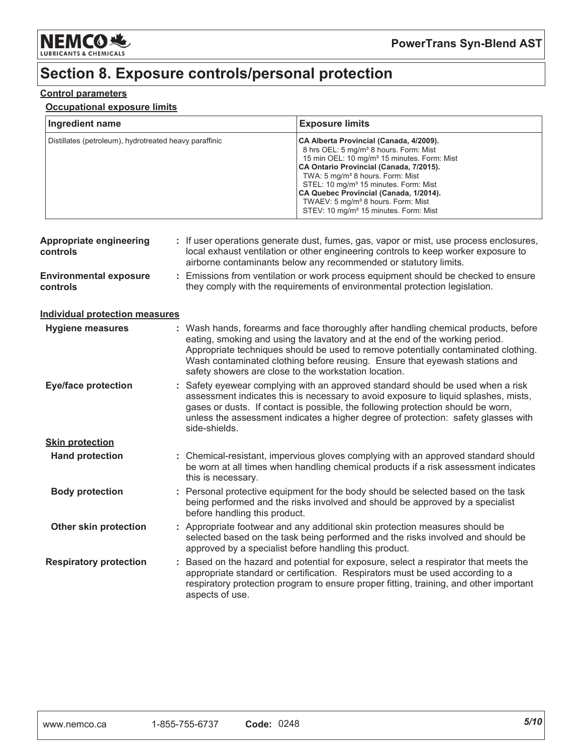# Section 8. Exposure controls/personal protection

**Control parameters**

**Occupational exposure limits**

| Ingredient name | Exposure limits |
| --- | --- |
| Distillates (petroleum), hydrotreated heavy paraffinic | **CA Alberta Provincial (Canada, 4/2009).**<br>8 hrs OEL: 5 mg/m³ 8 hours. Form: Mist<br>15 min OEL: 10 mg/m³ 15 minutes. Form: Mist<br>**CA Ontario Provincial (Canada, 7/2015).**<br>TWA: 5 mg/m³ 8 hours. Form: Mist<br>STEL: 10 mg/m³ 15 minutes. Form: Mist<br>**CA Quebec Provincial (Canada, 1/2014).**<br>TWAEV: 5 mg/m³ 8 hours. Form: Mist<br>STEV: 10 mg/m³ 15 minutes. Form: Mist |

**Appropriate engineering controls** : If user operations generate dust, fumes, gas, vapor or mist, use process enclosures, local exhaust ventilation or other engineering controls to keep worker exposure to airborne contaminants below any recommended or statutory limits.

**Environmental exposure controls** : Emissions from ventilation or work process equipment should be checked to ensure they comply with the requirements of environmental protection legislation.

**Individual protection measures**

**Hygiene measures** : Wash hands, forearms and face thoroughly after handling chemical products, before eating, smoking and using the lavatory and at the end of the working period. Appropriate techniques should be used to remove potentially contaminated clothing. Wash contaminated clothing before reusing. Ensure that eyewash stations and safety showers are close to the workstation location.

**Eye/face protection** : Safety eyewear complying with an approved standard should be used when a risk assessment indicates this is necessary to avoid exposure to liquid splashes, mists, gases or dusts. If contact is possible, the following protection should be worn, unless the assessment indicates a higher degree of protection: safety glasses with side-shields.

**Skin protection**

**Hand protection** : Chemical-resistant, impervious gloves complying with an approved standard should be worn at all times when handling chemical products if a risk assessment indicates this is necessary.

**Body protection** : Personal protective equipment for the body should be selected based on the task being performed and the risks involved and should be approved by a specialist before handling this product.

**Other skin protection** : Appropriate footwear and any additional skin protection measures should be selected based on the task being performed and the risks involved and should be approved by a specialist before handling this product.

**Respiratory protection** : Based on the hazard and potential for exposure, select a respirator that meets the appropriate standard or certification. Respirators must be used according to a respiratory protection program to ensure proper fitting, training, and other important aspects of use.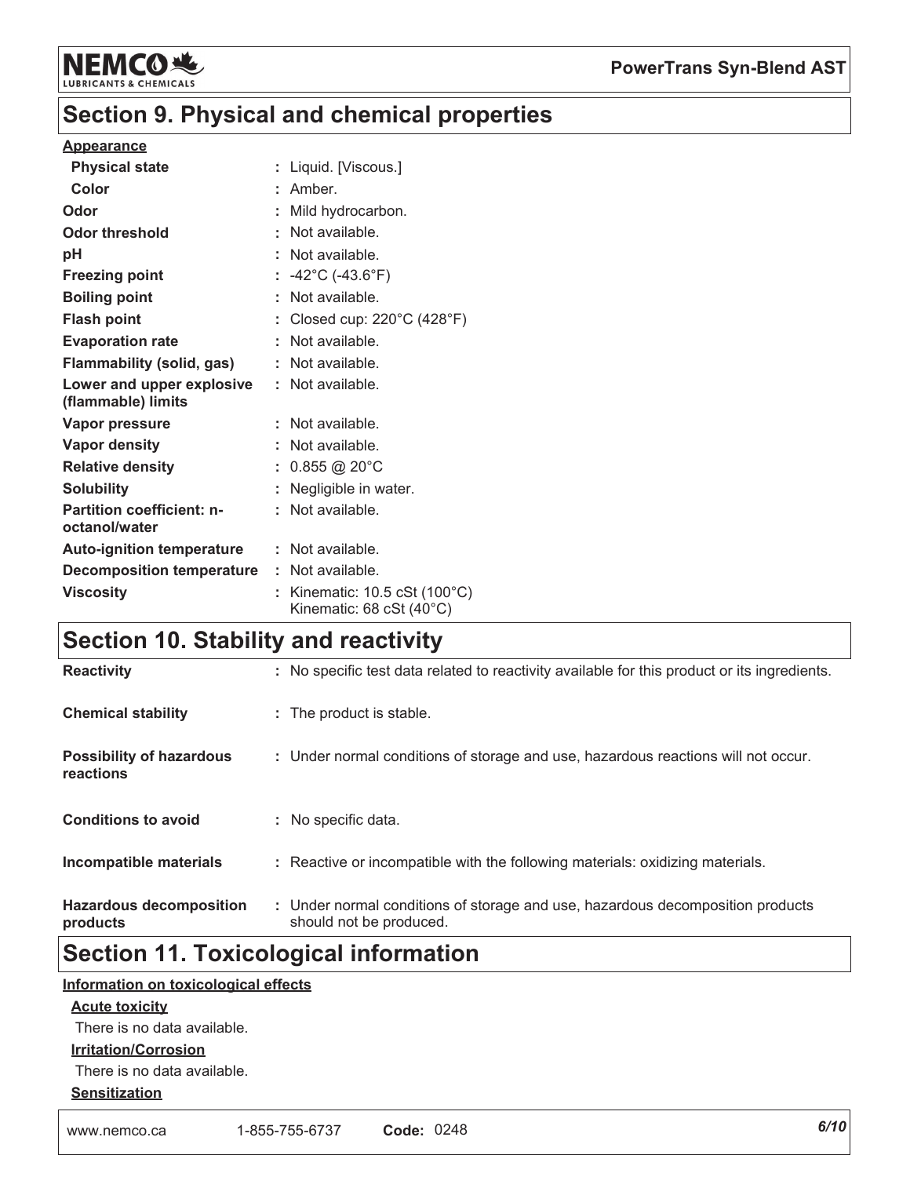## Section 9. Physical and chemical properties

**Appearance**

| | |
|---|---|
| **Physical state** | : Liquid. [Viscous.] |
| **Color** | : Amber. |
| **Odor** | : Mild hydrocarbon. |
| **Odor threshold** | : Not available. |
| **pH** | : Not available. |
| **Freezing point** | : -42°C (-43.6°F) |
| **Boiling point** | : Not available. |
| **Flash point** | : Closed cup: 220°C (428°F) |
| **Evaporation rate** | : Not available. |
| **Flammability (solid, gas)** | : Not available. |
| **Lower and upper explosive (flammable) limits** | : Not available. |
| **Vapor pressure** | : Not available. |
| **Vapor density** | : Not available. |
| **Relative density** | : 0.855 @ 20°C |
| **Solubility** | : Negligible in water. |
| **Partition coefficient: n-octanol/water** | : Not available. |
| **Auto-ignition temperature** | : Not available. |
| **Decomposition temperature** | : Not available. |
| **Viscosity** | : Kinematic: 10.5 cSt (100°C)<br>Kinematic: 68 cSt (40°C) |

## Section 10. Stability and reactivity

| | |
|---|---|
| **Reactivity** | : No specific test data related to reactivity available for this product or its ingredients. |
| **Chemical stability** | : The product is stable. |
| **Possibility of hazardous reactions** | : Under normal conditions of storage and use, hazardous reactions will not occur. |
| **Conditions to avoid** | : No specific data. |
| **Incompatible materials** | : Reactive or incompatible with the following materials: oxidizing materials. |
| **Hazardous decomposition products** | : Under normal conditions of storage and use, hazardous decomposition products should not be produced. |

## Section 11. Toxicological information

**Information on toxicological effects**

**Acute toxicity**

There is no data available.

**Irritation/Corrosion**

There is no data available.

**Sensitization**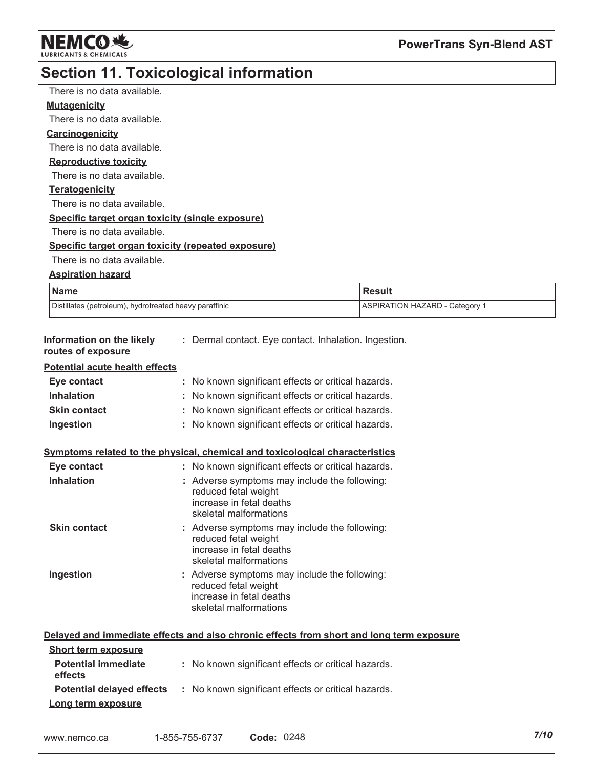## Section 11. Toxicological information

There is no data available.

**Mutagenicity**

There is no data available.

**Carcinogenicity**

There is no data available.

**Reproductive toxicity**

There is no data available.

**Teratogenicity**

There is no data available.

**Specific target organ toxicity (single exposure)**

There is no data available.

**Specific target organ toxicity (repeated exposure)**

There is no data available.

**Aspiration hazard**

| Name | Result |
| --- | --- |
| Distillates (petroleum), hydrotreated heavy paraffinic | ASPIRATION HAZARD - Category 1 |

**Information on the likely routes of exposure** : Dermal contact. Eye contact. Inhalation. Ingestion.

**Potential acute health effects**

- **Eye contact** : No known significant effects or critical hazards.
- **Inhalation** : No known significant effects or critical hazards.
- **Skin contact** : No known significant effects or critical hazards.
- **Ingestion** : No known significant effects or critical hazards.

**Symptoms related to the physical, chemical and toxicological characteristics**

- **Eye contact** : No known significant effects or critical hazards.
- **Inhalation** : Adverse symptoms may include the following:
  reduced fetal weight
  increase in fetal deaths
  skeletal malformations
- **Skin contact** : Adverse symptoms may include the following:
  reduced fetal weight
  increase in fetal deaths
  skeletal malformations
- **Ingestion** : Adverse symptoms may include the following:
  reduced fetal weight
  increase in fetal deaths
  skeletal malformations

**Delayed and immediate effects and also chronic effects from short and long term exposure**

**Short term exposure**

- **Potential immediate effects** : No known significant effects or critical hazards.
- **Potential delayed effects** : No known significant effects or critical hazards.

**Long term exposure**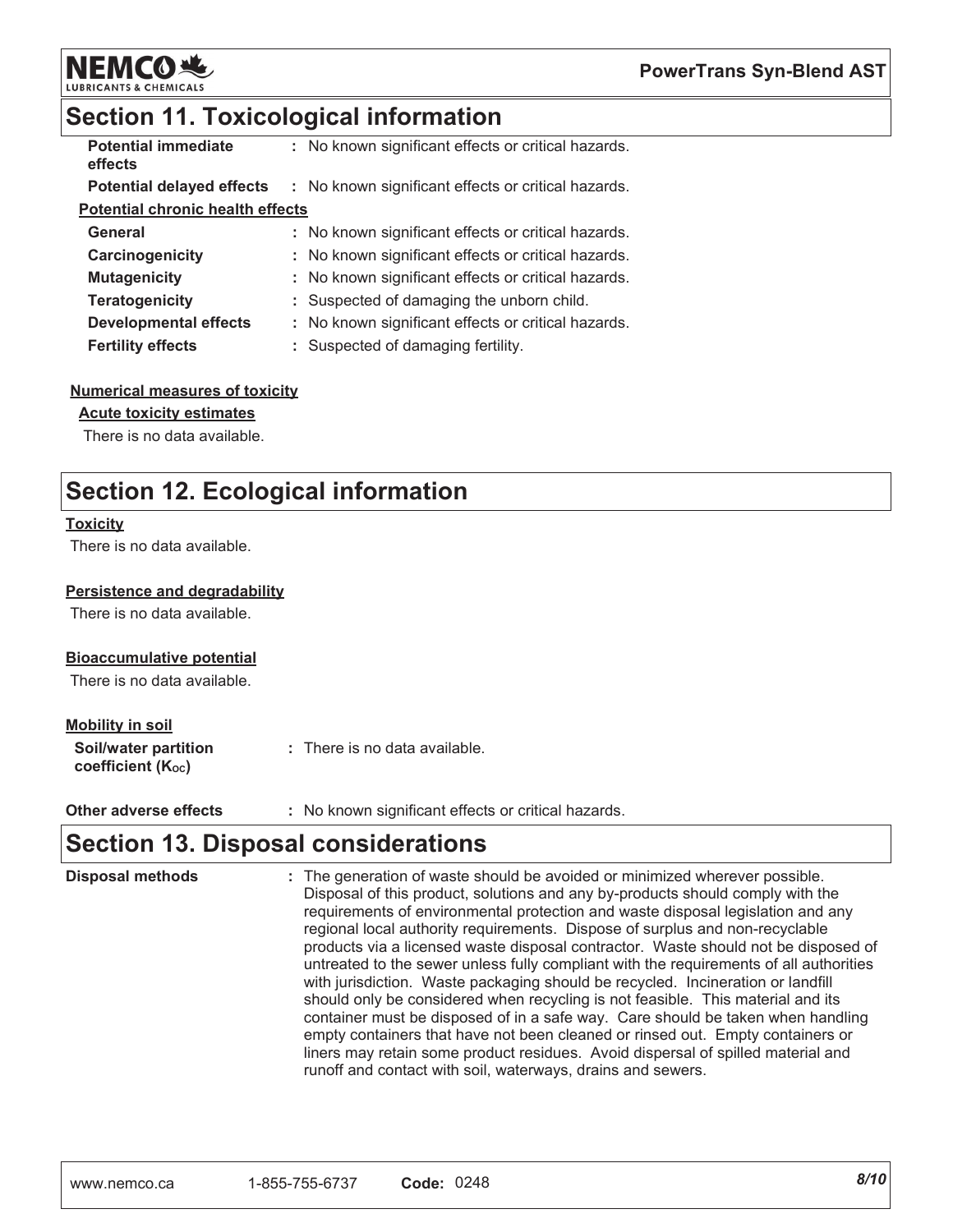## Section 11. Toxicological information

| | |
|---|---|
| **Potential immediate effects** | : No known significant effects or critical hazards. |
| **Potential delayed effects** | : No known significant effects or critical hazards. |

**Potential chronic health effects**

| | |
|---|---|
| **General** | : No known significant effects or critical hazards. |
| **Carcinogenicity** | : No known significant effects or critical hazards. |
| **Mutagenicity** | : No known significant effects or critical hazards. |
| **Teratogenicity** | : Suspected of damaging the unborn child. |
| **Developmental effects** | : No known significant effects or critical hazards. |
| **Fertility effects** | : Suspected of damaging fertility. |

**Numerical measures of toxicity**

**Acute toxicity estimates**

There is no data available.

## Section 12. Ecological information

**Toxicity**

There is no data available.

**Persistence and degradability**

There is no data available.

**Bioaccumulative potential**

There is no data available.

**Mobility in soil**

**Soil/water partition coefficient ($K_{OC}$)** : There is no data available.

**Other adverse effects** : No known significant effects or critical hazards.

## Section 13. Disposal considerations

**Disposal methods** : The generation of waste should be avoided or minimized wherever possible. Disposal of this product, solutions and any by-products should comply with the requirements of environmental protection and waste disposal legislation and any regional local authority requirements. Dispose of surplus and non-recyclable products via a licensed waste disposal contractor. Waste should not be disposed of untreated to the sewer unless fully compliant with the requirements of all authorities with jurisdiction. Waste packaging should be recycled. Incineration or landfill should only be considered when recycling is not feasible. This material and its container must be disposed of in a safe way. Care should be taken when handling empty containers that have not been cleaned or rinsed out. Empty containers or liners may retain some product residues. Avoid dispersal of spilled material and runoff and contact with soil, waterways, drains and sewers.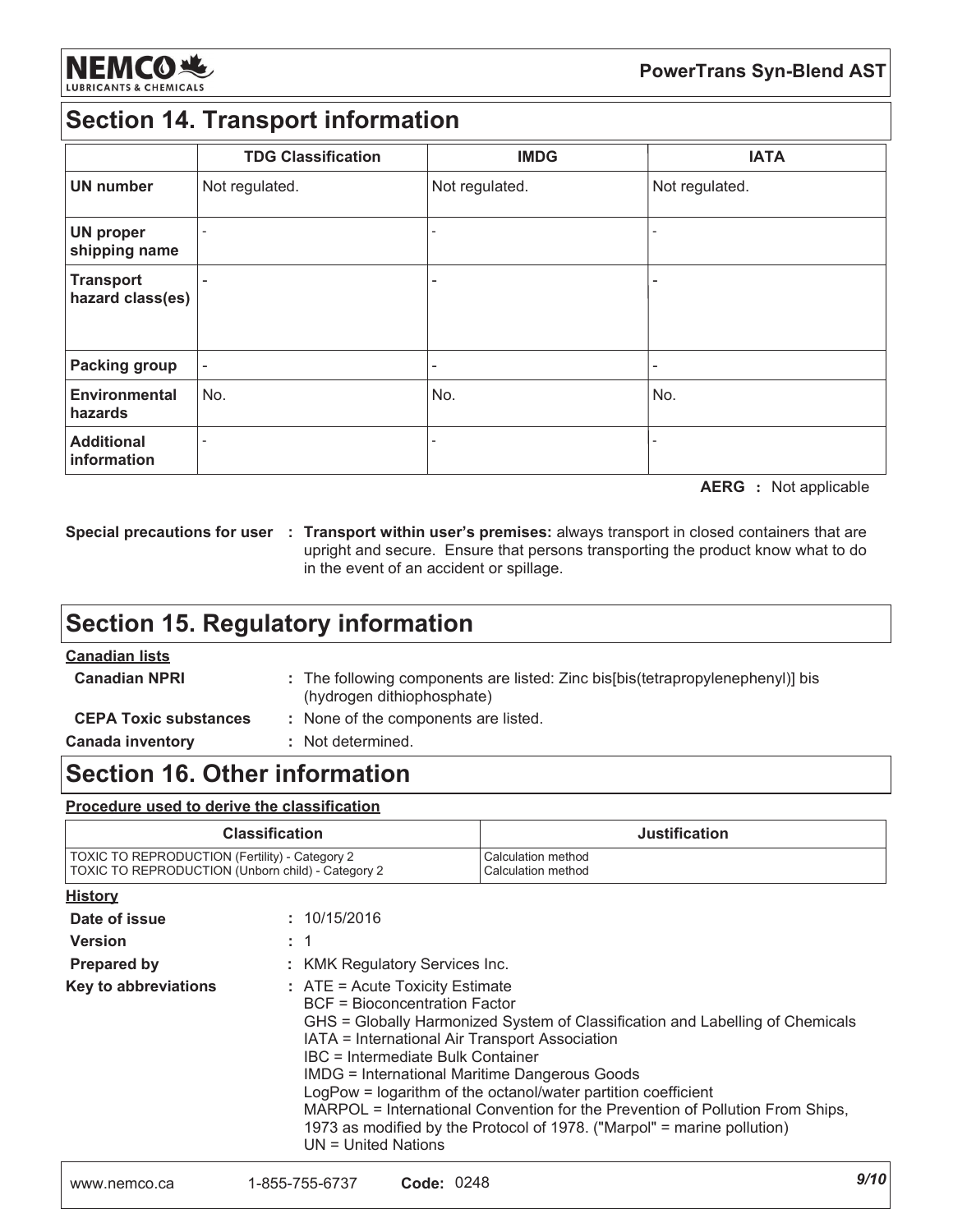## Section 14. Transport information

| | TDG Classification | IMDG | IATA |
|---|---|---|---|
| **UN number** | Not regulated. | Not regulated. | Not regulated. |
| **UN proper shipping name** | - | - | - |
| **Transport hazard class(es)** | - | - | - |
| **Packing group** | - | - | - |
| **Environmental hazards** | No. | No. | No. |
| **Additional information** | - | - | - |

**AERG :** Not applicable

**Special precautions for user :** **Transport within user's premises:** always transport in closed containers that are upright and secure. Ensure that persons transporting the product know what to do in the event of an accident or spillage.

## Section 15. Regulatory information

**Canadian lists**

**Canadian NPRI :** The following components are listed: Zinc bis[bis(tetrapropylenephenyl)] bis (hydrogen dithiophosphate)

**CEPA Toxic substances :** None of the components are listed.

**Canada inventory :** Not determined.

## Section 16. Other information

**Procedure used to derive the classification**

| Classification | Justification |
|---|---|
| TOXIC TO REPRODUCTION (Fertility) - Category 2<br>TOXIC TO REPRODUCTION (Unborn child) - Category 2 | Calculation method<br>Calculation method |

**History**

**Date of issue :** 10/15/2016

**Version :** 1

**Prepared by :** KMK Regulatory Services Inc.

**Key to abbreviations :** ATE = Acute Toxicity Estimate
BCF = Bioconcentration Factor
GHS = Globally Harmonized System of Classification and Labelling of Chemicals
IATA = International Air Transport Association
IBC = Intermediate Bulk Container
IMDG = International Maritime Dangerous Goods
LogPow = logarithm of the octanol/water partition coefficient
MARPOL = International Convention for the Prevention of Pollution From Ships, 1973 as modified by the Protocol of 1978. ("Marpol" = marine pollution)
UN = United Nations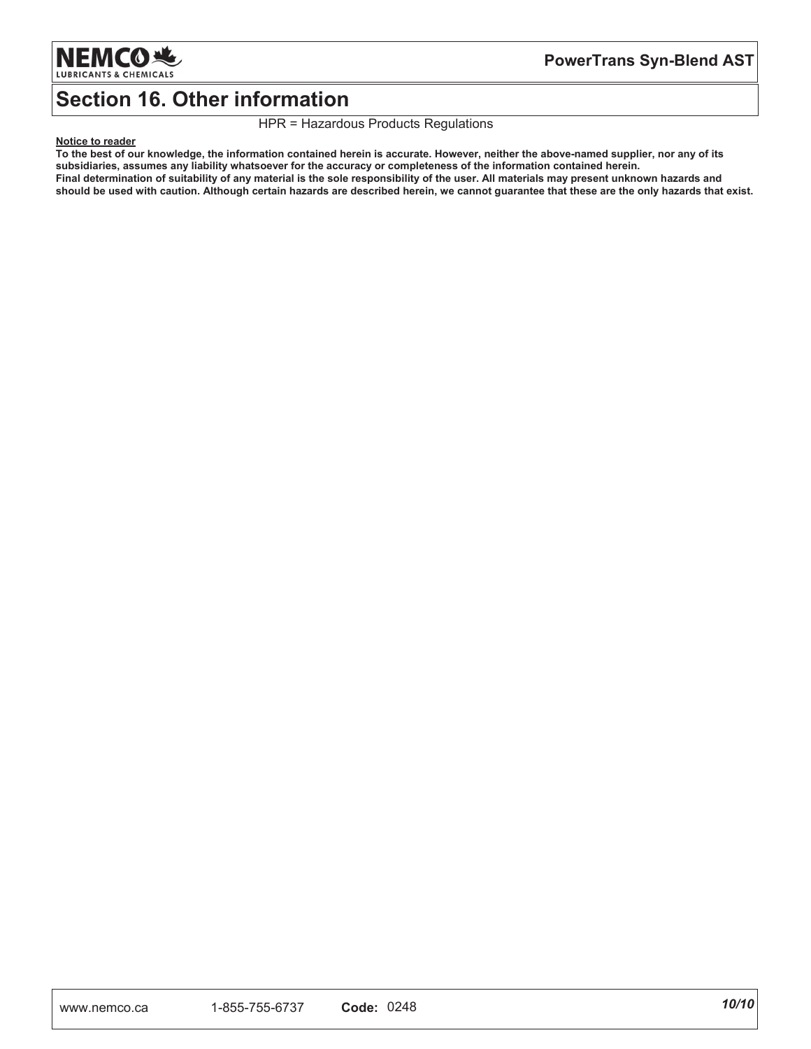## Section 16. Other information

HPR = Hazardous Products Regulations

**Notice to reader**

**To the best of our knowledge, the information contained herein is accurate. However, neither the above-named supplier, nor any of its subsidiaries, assumes any liability whatsoever for the accuracy or completeness of the information contained herein.**
**Final determination of suitability of any material is the sole responsibility of the user. All materials may present unknown hazards and should be used with caution. Although certain hazards are described herein, we cannot guarantee that these are the only hazards that exist.**